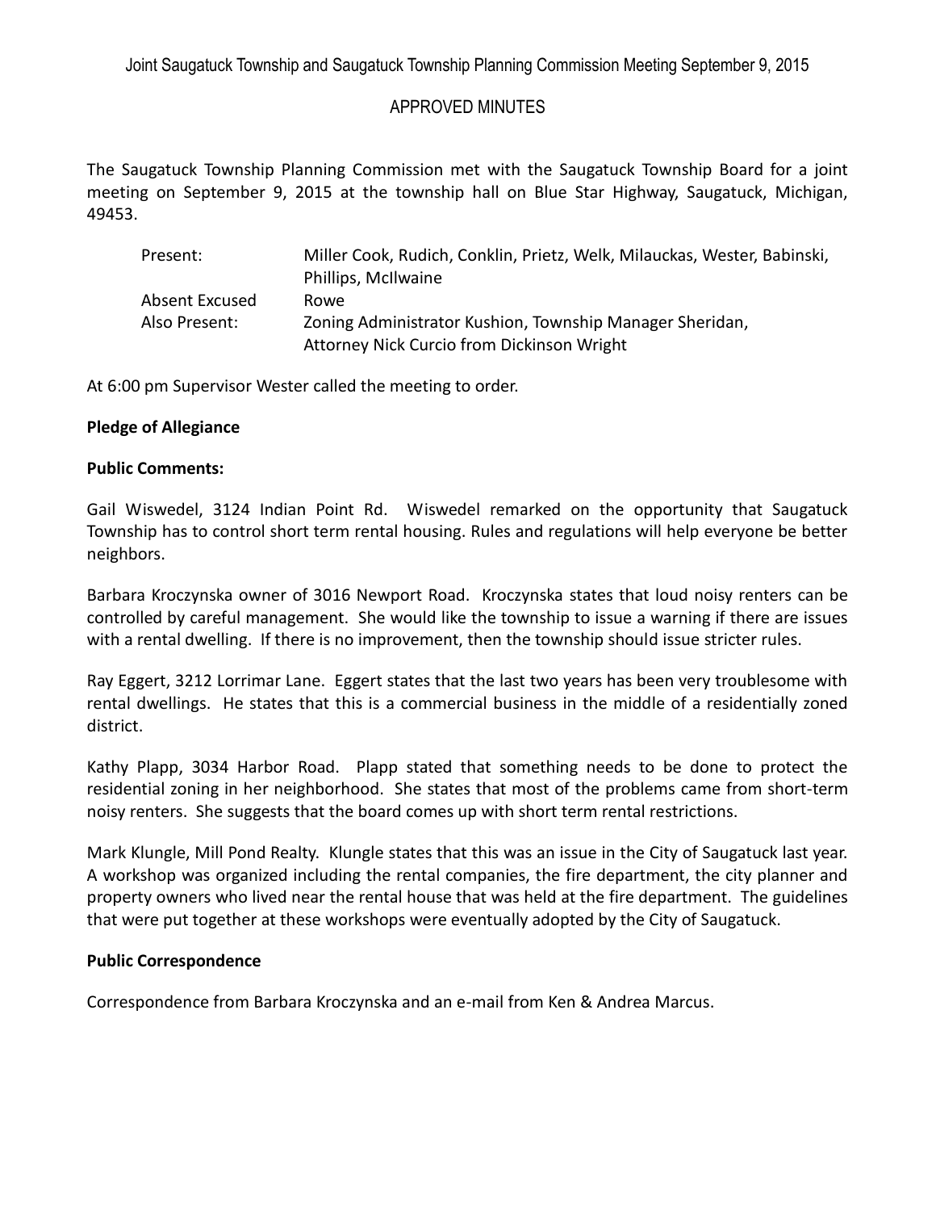Joint Saugatuck Township and Saugatuck Township Planning Commission Meeting September 9, 2015

APPROVED MINUTES

The Saugatuck Township Planning Commission met with the Saugatuck Township Board for a joint meeting on September 9, 2015 at the township hall on Blue Star Highway, Saugatuck, Michigan, 49453.

| | |
|---|---|
| Present: | Miller Cook, Rudich, Conklin, Prietz, Welk, Milauckas, Wester, Babinski, Phillips, McIlwaine |
| Absent Excused | Rowe |
| Also Present: | Zoning Administrator Kushion, Township Manager Sheridan, Attorney Nick Curcio from Dickinson Wright |

At 6:00 pm Supervisor Wester called the meeting to order.

**Pledge of Allegiance**

**Public Comments:**

Gail Wiswedel, 3124 Indian Point Rd. Wiswedel remarked on the opportunity that Saugatuck Township has to control short term rental housing. Rules and regulations will help everyone be better neighbors.

Barbara Kroczynska owner of 3016 Newport Road. Kroczynska states that loud noisy renters can be controlled by careful management. She would like the township to issue a warning if there are issues with a rental dwelling. If there is no improvement, then the township should issue stricter rules.

Ray Eggert, 3212 Lorrimar Lane. Eggert states that the last two years has been very troublesome with rental dwellings. He states that this is a commercial business in the middle of a residentially zoned district.

Kathy Plapp, 3034 Harbor Road. Plapp stated that something needs to be done to protect the residential zoning in her neighborhood. She states that most of the problems came from short-term noisy renters. She suggests that the board comes up with short term rental restrictions.

Mark Klungle, Mill Pond Realty. Klungle states that this was an issue in the City of Saugatuck last year. A workshop was organized including the rental companies, the fire department, the city planner and property owners who lived near the rental house that was held at the fire department. The guidelines that were put together at these workshops were eventually adopted by the City of Saugatuck.

**Public Correspondence**

Correspondence from Barbara Kroczynska and an e-mail from Ken & Andrea Marcus.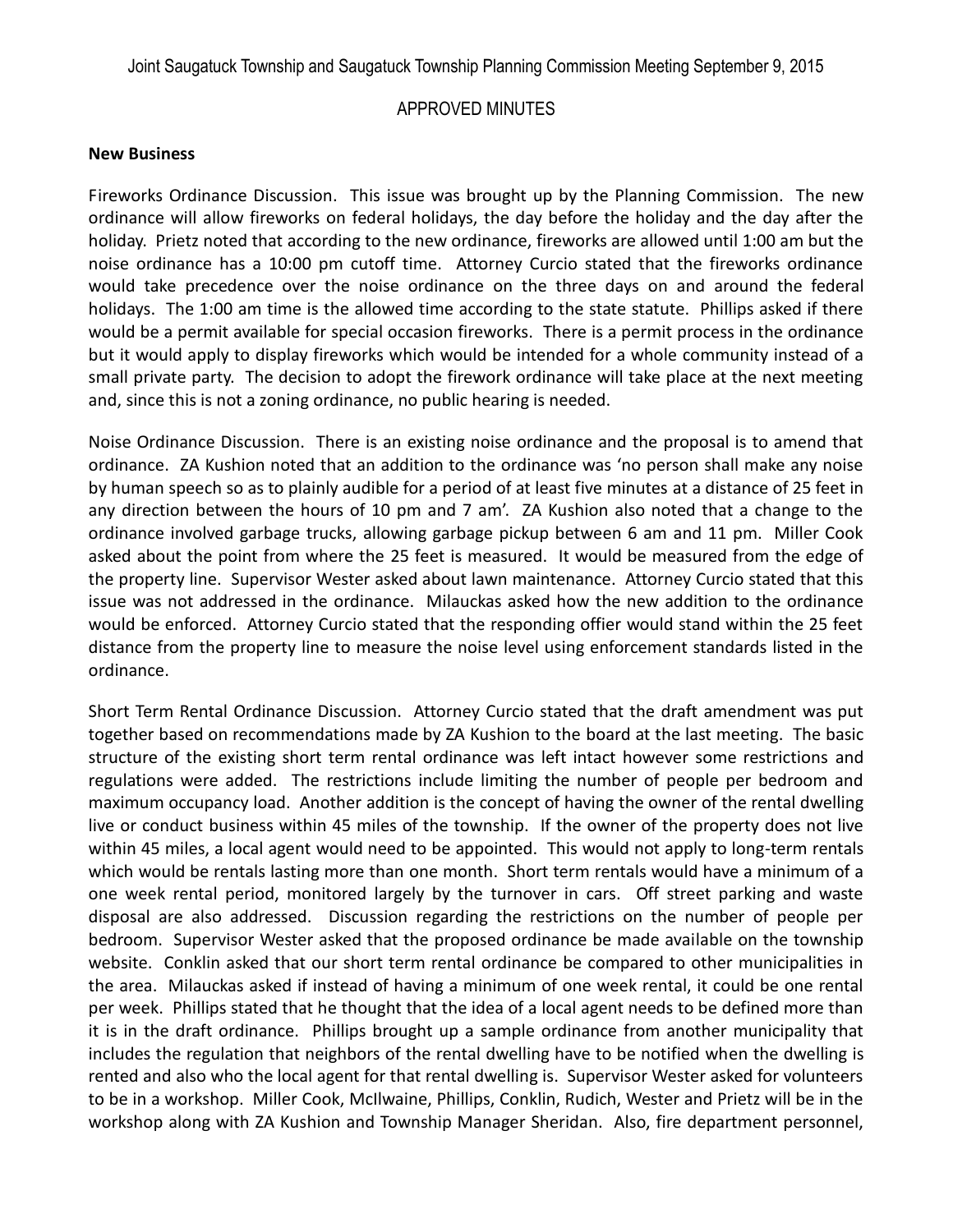Joint Saugatuck Township and Saugatuck Township Planning Commission Meeting September 9, 2015

APPROVED MINUTES

**New Business**

Fireworks Ordinance Discussion. This issue was brought up by the Planning Commission. The new ordinance will allow fireworks on federal holidays, the day before the holiday and the day after the holiday. Prietz noted that according to the new ordinance, fireworks are allowed until 1:00 am but the noise ordinance has a 10:00 pm cutoff time. Attorney Curcio stated that the fireworks ordinance would take precedence over the noise ordinance on the three days on and around the federal holidays. The 1:00 am time is the allowed time according to the state statute. Phillips asked if there would be a permit available for special occasion fireworks. There is a permit process in the ordinance but it would apply to display fireworks which would be intended for a whole community instead of a small private party. The decision to adopt the firework ordinance will take place at the next meeting and, since this is not a zoning ordinance, no public hearing is needed.

Noise Ordinance Discussion. There is an existing noise ordinance and the proposal is to amend that ordinance. ZA Kushion noted that an addition to the ordinance was 'no person shall make any noise by human speech so as to plainly audible for a period of at least five minutes at a distance of 25 feet in any direction between the hours of 10 pm and 7 am'. ZA Kushion also noted that a change to the ordinance involved garbage trucks, allowing garbage pickup between 6 am and 11 pm. Miller Cook asked about the point from where the 25 feet is measured. It would be measured from the edge of the property line. Supervisor Wester asked about lawn maintenance. Attorney Curcio stated that this issue was not addressed in the ordinance. Milauckas asked how the new addition to the ordinance would be enforced. Attorney Curcio stated that the responding offier would stand within the 25 feet distance from the property line to measure the noise level using enforcement standards listed in the ordinance.

Short Term Rental Ordinance Discussion. Attorney Curcio stated that the draft amendment was put together based on recommendations made by ZA Kushion to the board at the last meeting. The basic structure of the existing short term rental ordinance was left intact however some restrictions and regulations were added. The restrictions include limiting the number of people per bedroom and maximum occupancy load. Another addition is the concept of having the owner of the rental dwelling live or conduct business within 45 miles of the township. If the owner of the property does not live within 45 miles, a local agent would need to be appointed. This would not apply to long-term rentals which would be rentals lasting more than one month. Short term rentals would have a minimum of a one week rental period, monitored largely by the turnover in cars. Off street parking and waste disposal are also addressed. Discussion regarding the restrictions on the number of people per bedroom. Supervisor Wester asked that the proposed ordinance be made available on the township website. Conklin asked that our short term rental ordinance be compared to other municipalities in the area. Milauckas asked if instead of having a minimum of one week rental, it could be one rental per week. Phillips stated that he thought that the idea of a local agent needs to be defined more than it is in the draft ordinance. Phillips brought up a sample ordinance from another municipality that includes the regulation that neighbors of the rental dwelling have to be notified when the dwelling is rented and also who the local agent for that rental dwelling is. Supervisor Wester asked for volunteers to be in a workshop. Miller Cook, McIlwaine, Phillips, Conklin, Rudich, Wester and Prietz will be in the workshop along with ZA Kushion and Township Manager Sheridan. Also, fire department personnel,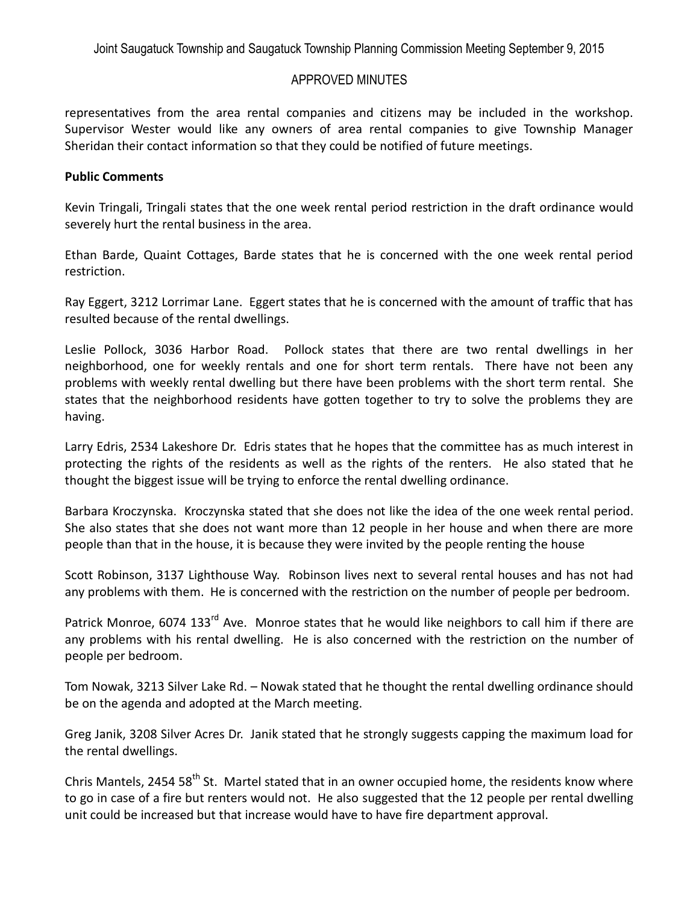representatives from the area rental companies and citizens may be included in the workshop. Supervisor Wester would like any owners of area rental companies to give Township Manager Sheridan their contact information so that they could be notified of future meetings.

**Public Comments**

Kevin Tringali, Tringali states that the one week rental period restriction in the draft ordinance would severely hurt the rental business in the area.

Ethan Barde, Quaint Cottages, Barde states that he is concerned with the one week rental period restriction.

Ray Eggert, 3212 Lorrimar Lane. Eggert states that he is concerned with the amount of traffic that has resulted because of the rental dwellings.

Leslie Pollock, 3036 Harbor Road. Pollock states that there are two rental dwellings in her neighborhood, one for weekly rentals and one for short term rentals. There have not been any problems with weekly rental dwelling but there have been problems with the short term rental. She states that the neighborhood residents have gotten together to try to solve the problems they are having.

Larry Edris, 2534 Lakeshore Dr. Edris states that he hopes that the committee has as much interest in protecting the rights of the residents as well as the rights of the renters. He also stated that he thought the biggest issue will be trying to enforce the rental dwelling ordinance.

Barbara Kroczynska. Kroczynska stated that she does not like the idea of the one week rental period. She also states that she does not want more than 12 people in her house and when there are more people than that in the house, it is because they were invited by the people renting the house

Scott Robinson, 3137 Lighthouse Way. Robinson lives next to several rental houses and has not had any problems with them. He is concerned with the restriction on the number of people per bedroom.

Patrick Monroe, 6074 133rd Ave. Monroe states that he would like neighbors to call him if there are any problems with his rental dwelling. He is also concerned with the restriction on the number of people per bedroom.

Tom Nowak, 3213 Silver Lake Rd. – Nowak stated that he thought the rental dwelling ordinance should be on the agenda and adopted at the March meeting.

Greg Janik, 3208 Silver Acres Dr. Janik stated that he strongly suggests capping the maximum load for the rental dwellings.

Chris Mantels, 2454 58th St. Martel stated that in an owner occupied home, the residents know where to go in case of a fire but renters would not. He also suggested that the 12 people per rental dwelling unit could be increased but that increase would have to have fire department approval.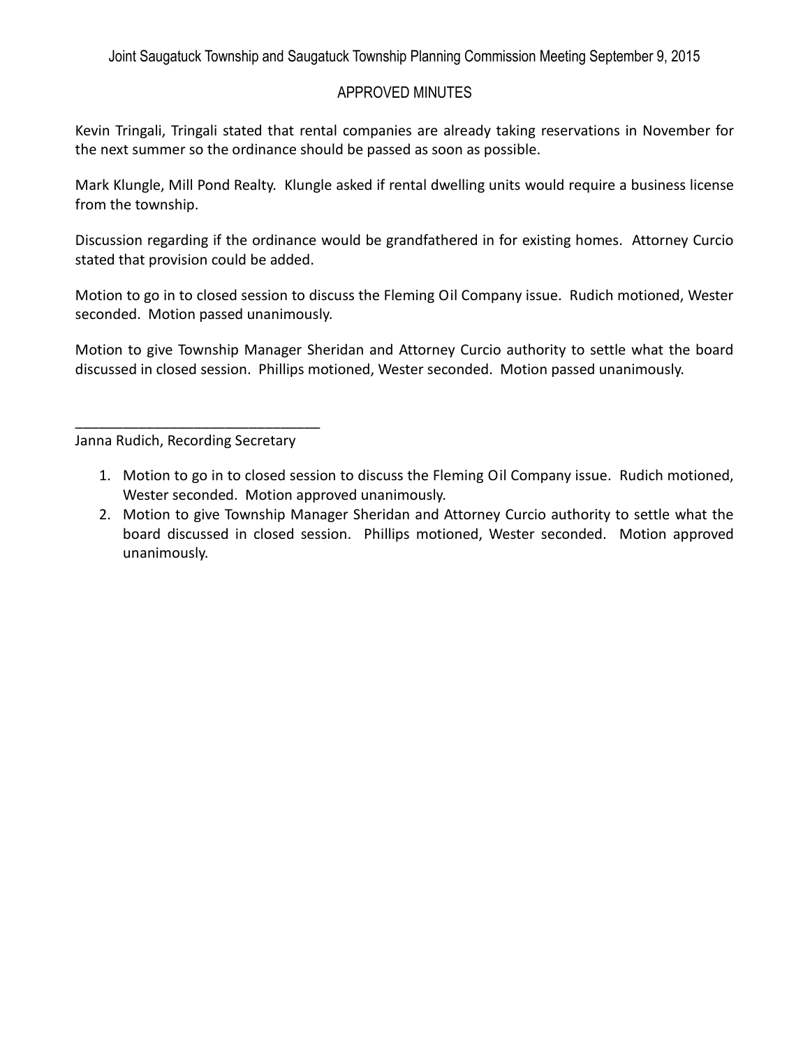APPROVED MINUTES

Kevin Tringali, Tringali stated that rental companies are already taking reservations in November for the next summer so the ordinance should be passed as soon as possible.

Mark Klungle, Mill Pond Realty. Klungle asked if rental dwelling units would require a business license from the township.

Discussion regarding if the ordinance would be grandfathered in for existing homes. Attorney Curcio stated that provision could be added.

Motion to go in to closed session to discuss the Fleming Oil Company issue. Rudich motioned, Wester seconded. Motion passed unanimously.

Motion to give Township Manager Sheridan and Attorney Curcio authority to settle what the board discussed in closed session. Phillips motioned, Wester seconded. Motion passed unanimously.

\_\_\_\_\_\_\_\_\_\_\_\_\_\_\_\_\_\_\_\_\_\_\_\_\_\_\_\_\_\_\_\_

Janna Rudich, Recording Secretary

1. Motion to go in to closed session to discuss the Fleming Oil Company issue. Rudich motioned, Wester seconded. Motion approved unanimously.
2. Motion to give Township Manager Sheridan and Attorney Curcio authority to settle what the board discussed in closed session. Phillips motioned, Wester seconded. Motion approved unanimously.